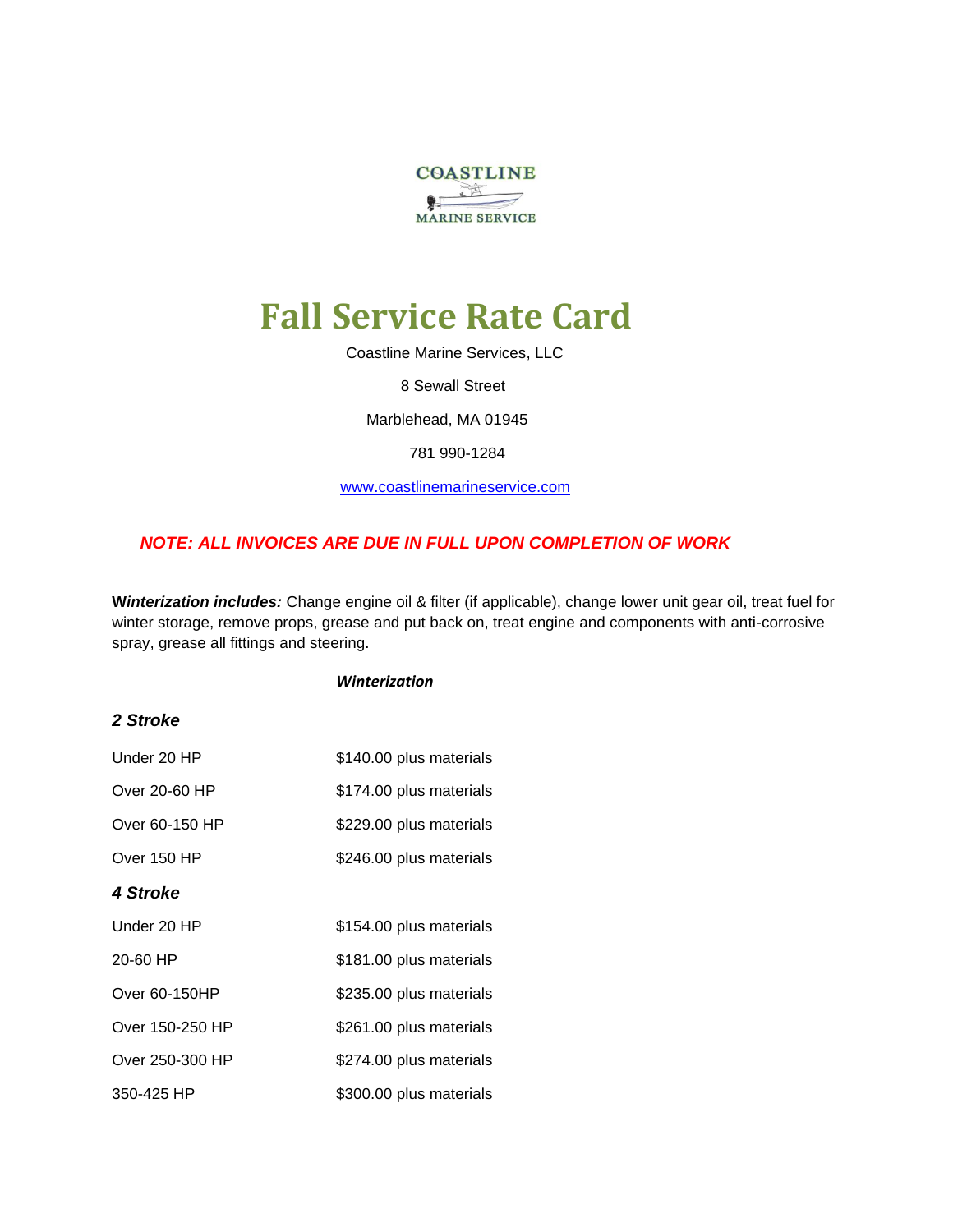COASTLINE
MARINE SERVICE

# Fall Service Rate Card

Coastline Marine Services, LLC

8 Sewall Street

Marblehead, MA 01945

781 990-1284

www.coastlinemarineservice.com

***NOTE: ALL INVOICES ARE DUE IN FULL UPON COMPLETION OF WORK***

***Winterization includes:*** Change engine oil & filter (if applicable), change lower unit gear oil, treat fuel for winter storage, remove props, grease and put back on, treat engine and components with anti-corrosive spray, grease all fittings and steering.

***Winterization***

***2 Stroke***

| | |
|---|---|
| Under 20 HP | $140.00 plus materials |
| Over 20-60 HP | $174.00 plus materials |
| Over 60-150 HP | $229.00 plus materials |
| Over 150 HP | $246.00 plus materials |

***4 Stroke***

| | |
|---|---|
| Under 20 HP | $154.00 plus materials |
| 20-60 HP | $181.00 plus materials |
| Over 60-150HP | $235.00 plus materials |
| Over 150-250 HP | $261.00 plus materials |
| Over 250-300 HP | $274.00 plus materials |
| 350-425 HP | $300.00 plus materials |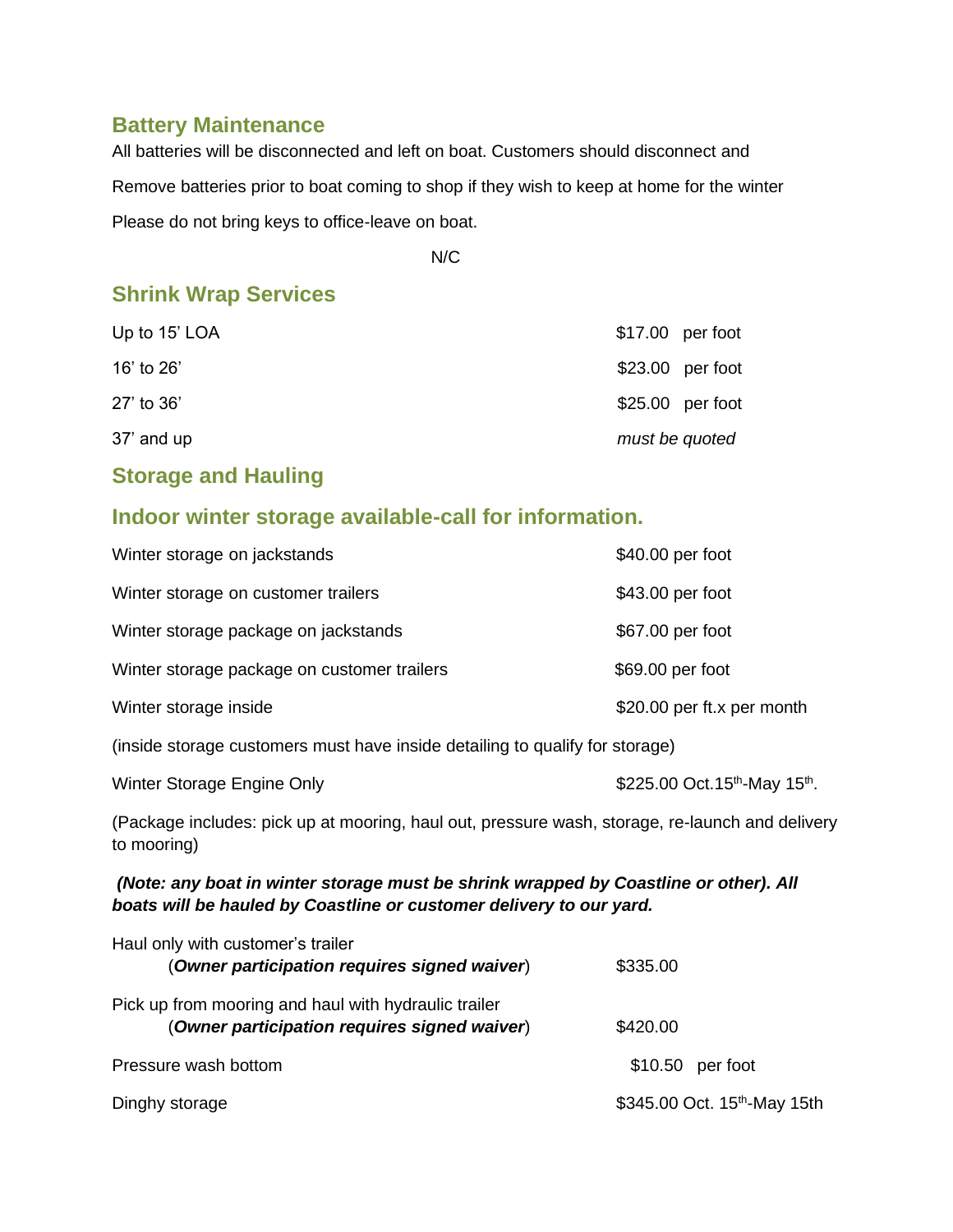## Battery Maintenance

All batteries will be disconnected and left on boat. Customers should disconnect and

Remove batteries prior to boat coming to shop if they wish to keep at home for the winter

Please do not bring keys to office-leave on boat.

N/C

## Shrink Wrap Services

| | |
|---|---|
| Up to 15' LOA | $17.00 per foot |
| 16' to 26' | $23.00 per foot |
| 27' to 36' | $25.00 per foot |
| 37' and up | *must be quoted* |

## Storage and Hauling

## Indoor winter storage available-call for information.

| | |
|---|---|
| Winter storage on jackstands | $40.00 per foot |
| Winter storage on customer trailers | $43.00 per foot |
| Winter storage package on jackstands | $67.00 per foot |
| Winter storage package on customer trailers | $69.00 per foot |
| Winter storage inside | $20.00 per ft.x per month |

(inside storage customers must have inside detailing to qualify for storage)

| | |
|---|---|
| Winter Storage Engine Only | $225.00 Oct.15th-May 15th. |

(Package includes: pick up at mooring, haul out, pressure wash, storage, re-launch and delivery to mooring)

***(Note: any boat in winter storage must be shrink wrapped by Coastline or other). All boats will be hauled by Coastline or customer delivery to our yard.***

| | |
|---|---|
| Haul only with customer's trailer (***Owner participation requires signed waiver***) | $335.00 |
| Pick up from mooring and haul with hydraulic trailer (***Owner participation requires signed waiver***) | $420.00 |
| Pressure wash bottom | $10.50 per foot |
| Dinghy storage | $345.00 Oct. 15th-May 15th |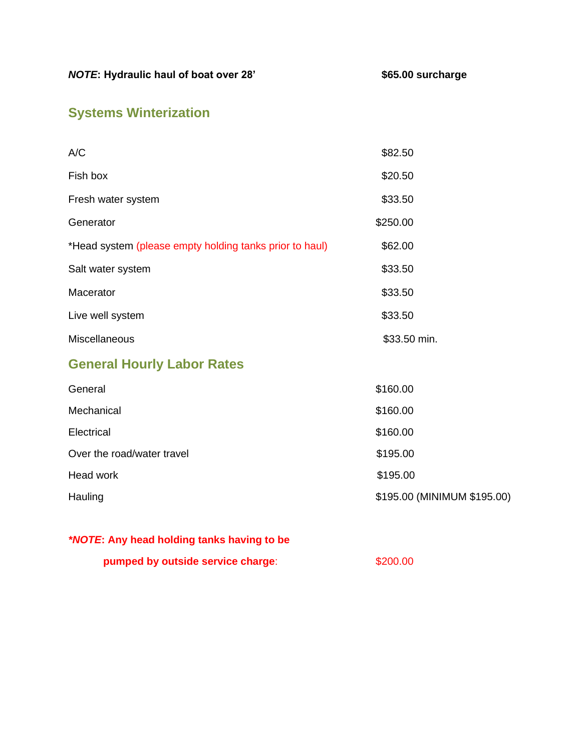***NOTE*: Hydraulic haul of boat over 28'** **$65.00 surcharge**

## Systems Winterization

| | |
|---|---|
| A/C | $82.50 |
| Fish box | $20.50 |
| Fresh water system | $33.50 |
| Generator | $250.00 |
| *Head system (please empty holding tanks prior to haul) | $62.00 |
| Salt water system | $33.50 |
| Macerator | $33.50 |
| Live well system | $33.50 |
| Miscellaneous | $33.50 min. |

## General Hourly Labor Rates

| | |
|---|---|
| General | $160.00 |
| Mechanical | $160.00 |
| Electrical | $160.00 |
| Over the road/water travel | $195.00 |
| Head work | $195.00 |
| Hauling | $195.00 (MINIMUM $195.00) |

***NOTE*: Any head holding tanks having to be pumped by outside service charge**: $200.00